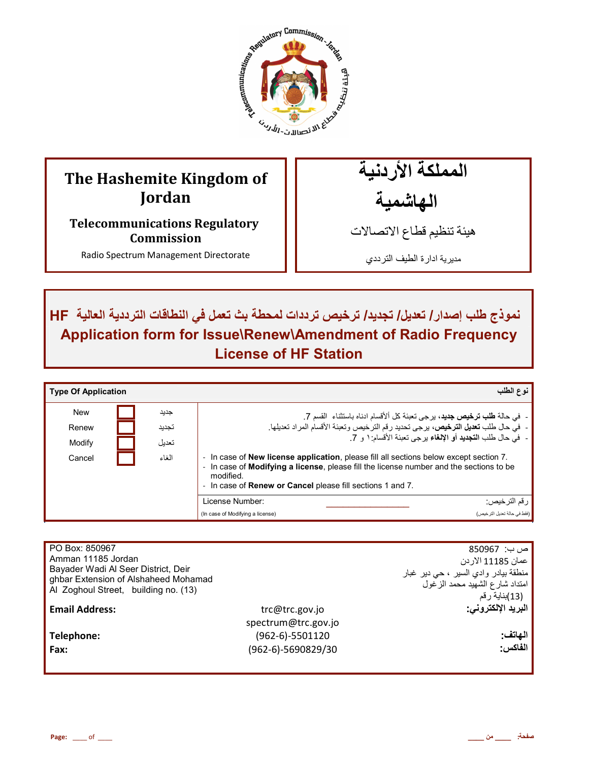| The Hashemite Kingdom of Jordan | المملكة الأردنية الهاشمية |
|---|---|
| **Telecommunications Regulatory Commission** | هيئة تنظيم قطاع الاتصالات |
| Radio Spectrum Management Directorate | مديرية ادارة الطيف الترددي |

# نموذج طلب إصدار/ تعديل/ تجديد/ ترخيص ترددات لمحطة بث تعمل في النطاقات الترددية العالية HF

# Application form for Issue\Renew\Amendment of Radio Frequency License of HF Station

| **Type Of Application** | | | **نوع الطلب** |
|---|---|---|---|
| New | ☐ | جديد | - في حالة **طلب ترخيص جديد**، يرجى تعبئة كل ألأقسام ادناه باستثناء القسم 7. <br> - في حال طلب **تعديل الترخيص**، يرجى تحديد رقم الترخيص وتعبئة الأقسام المراد تعديلها. <br> - في حال طلب **التجديد أو الإلغاء** يرجى تعبئة الأقسام:١ و 7. |
| Renew | ☐ | تجديد | - In case of **New license application**, please fill all sections below except section 7. <br> - In case of **Modifying a license**, please fill the license number and the sections to be modified. <br> - In case of **Renew or Cancel** please fill sections 1 and 7. |
| Modify | ☐ | تعديل | License Number: ________________ رقم الترخيص: |
| Cancel | ☐ | الغاء | (In case of Modifying a license) (فقط في حالة تعديل الترخيص) |

| | | |
|---|---|---|
| PO Box: 850967<br>Amman 11185 Jordan<br>Bayader Wadi Al Seer District, Deir ghbar Extension of Alshaheed Mohamad Al Zoghoul Street, building no. (13) | | ص ب: 850967<br>عمان 11185 الاردن<br>منطقة بيادر وادي السير ، حي دير غبار<br>امتداد شارع الشهيد محمد الزغول<br>(13)بناية رقم |
| **Email Address:** | trc@trc.gov.jo<br>spectrum@trc.gov.jo | **البريد الإلكتروني:** |
| **Telephone:** | (962-6)-5501120 | **الهاتف:** |
| **Fax:** | (962-6)-5690829/30 | **الفاكس:** |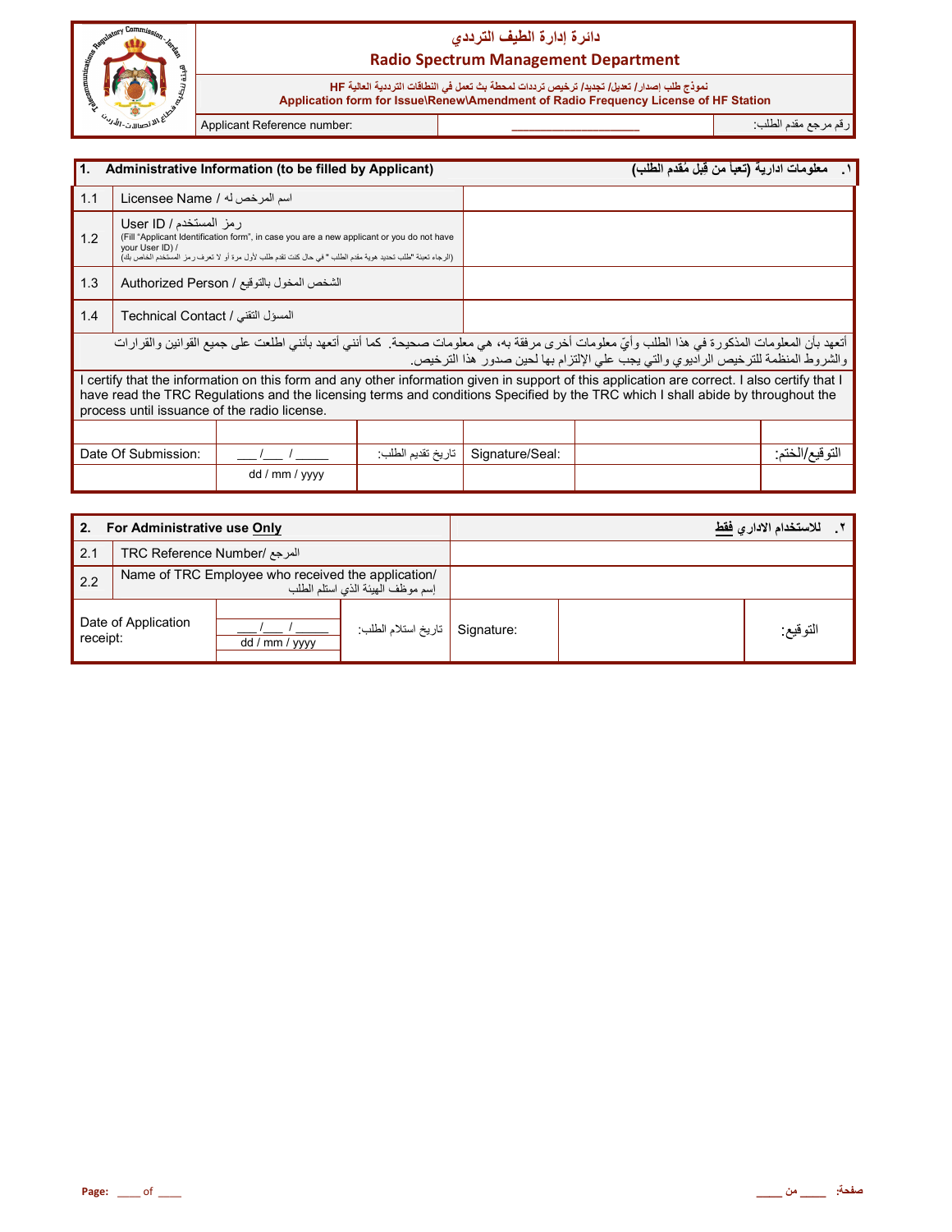# دائرة إدارة الطيف الترددي
## Radio Spectrum Management Department

نموذج طلب إصدار/ تعديل/ تجديد/ ترخيص ترددات لمحطة بث تعمل في النطاقات الترددية العالية HF
**Application form for Issue\Renew\Amendment of Radio Frequency License of HF Station**

| Applicant Reference number: | ____________________ | رقم مرجع مقدم الطلب: |
|---|---|---|

| **1. Administrative Information (to be filled by Applicant)** | **١. معلومات ادارية (تعبأ من قبل مُقدم الطلب)** |
|---|---|
| 1.1 Licensee Name / اسم المرخص له | |
| 1.2 User ID / رمز المستخدم (Fill "Applicant Identification form", in case you are a new applicant or you do not have your User ID) / (الرجاء تعبئة "طلب تحديد هوية مقدم الطلب " في حال كنت تقدم طلب لأول مرة أو لا تعرف رمز المستخدم الخاص بك) | |
| 1.3 Authorized Person / الشخص المخول بالتوقيع | |
| 1.4 Technical Contact / المسؤل التقني | |

أتعهد بأن المعلومات المذكورة في هذا الطلب وأيّ معلومات أخرى مرفقة به، هي معلومات صحيحة. كما أنني أتعهد بأنني اطلعت على جميع القوانين والقرارات والشروط المنظمة للترخيص الراديوي والتي يجب علي الإلتزام بها لحين صدور هذا الترخيص.

I certify that the information on this form and any other information given in support of this application are correct. I also certify that I have read the TRC Regulations and the licensing terms and conditions Specified by the TRC which I shall abide by throughout the process until issuance of the radio license.

| Date Of Submission: | ___/___ / _____ dd / mm / yyyy | تاريخ تقديم الطلب: | Signature/Seal: | | التوقيع/الختم: |
|---|---|---|---|---|---|

| **2. For Administrative use Only** | **٢. للاستخدام الاداري فقط** |
|---|---|
| 2.1 TRC Reference Number/ المرجع | |
| 2.2 Name of TRC Employee who received the application/ إسم موظف الهيئة الذي استلم الطلب | |

| Date of Application receipt: | ___/___ / _____ dd / mm / yyyy | تاريخ استلام الطلب: | Signature: | | التوقيع: |
|---|---|---|---|---|---|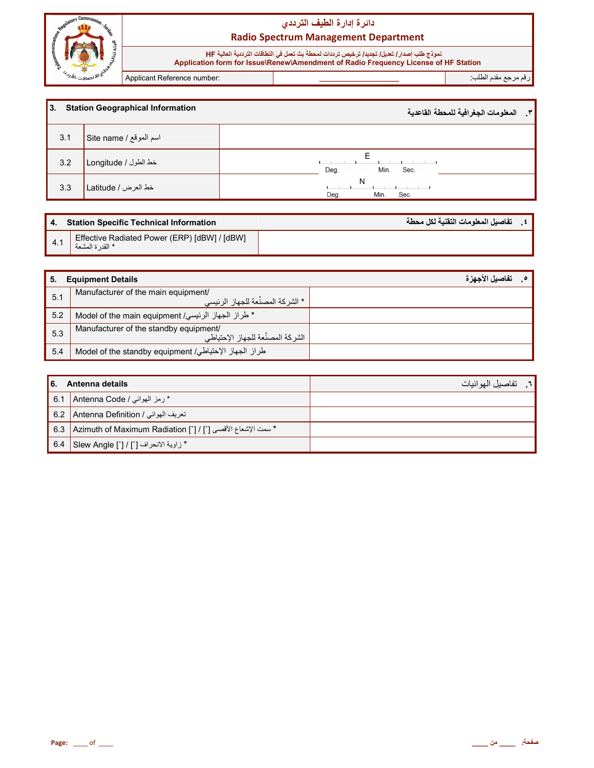# دائرة إدارة الطيف الترددي
## Radio Spectrum Management Department

نموذج طلب إصدار/ تعديل/ تجديد/ ترخيص ترددات لمحطة بث تعمل في النطاقات الترددية العالية HF
**Application form for Issue\Renew\Amendment of Radio Frequency License of HF Station**

| Applicant Reference number: | ____________________ | رقم مرجع مقدم الطلب: |
|---|---|---|

| 3. | Station Geographical Information | ٣. المعلومات الجغرافية للمحطة القاعدية |
|---|---|---|
| 3.1 | Site name / اسم الموقع | |
| 3.2 | Longitude / خط الطول | E Deg. Min. Sec. |
| 3.3 | Latitude / خط العرض | N Deg. Min. Sec. |

| 4. | Station Specific Technical Information | ٤. تفاصيل المعلومات التقنية لكل محطة |
|---|---|---|
| 4.1 | Effective Radiated Power (ERP) [dBW] / [dBW] القدرة المشعة * | |

| 5. | Equipment Details | ٥. تفاصيل الأجهزة |
|---|---|---|
| 5.1 | Manufacturer of the main equipment/ الشركة المصنّعة للجهاز الرئيسي * | |
| 5.2 | Model of the main equipment /طراز الجهاز الرئيسي * | |
| 5.3 | Manufacturer of the standby equipment/ الشركة المصنّعة للجهاز الإحتياطي | |
| 5.4 | Model of the standby equipment /طراز الجهاز الإحتياطي | |

| 6. | Antenna details | ٦. تفاصيل الهوائيات |
|---|---|---|
| 6.1 | Antenna Code / رمز الهوائي * | |
| 6.2 | Antenna Definition / تعريف الهوائي | |
| 6.3 | Azimuth of Maximum Radiation [˚] / [˚] سمت الإشعاع الأقصى * | |
| 6.4 | Slew Angle [˚] / [˚] زاوية الانحراف * | |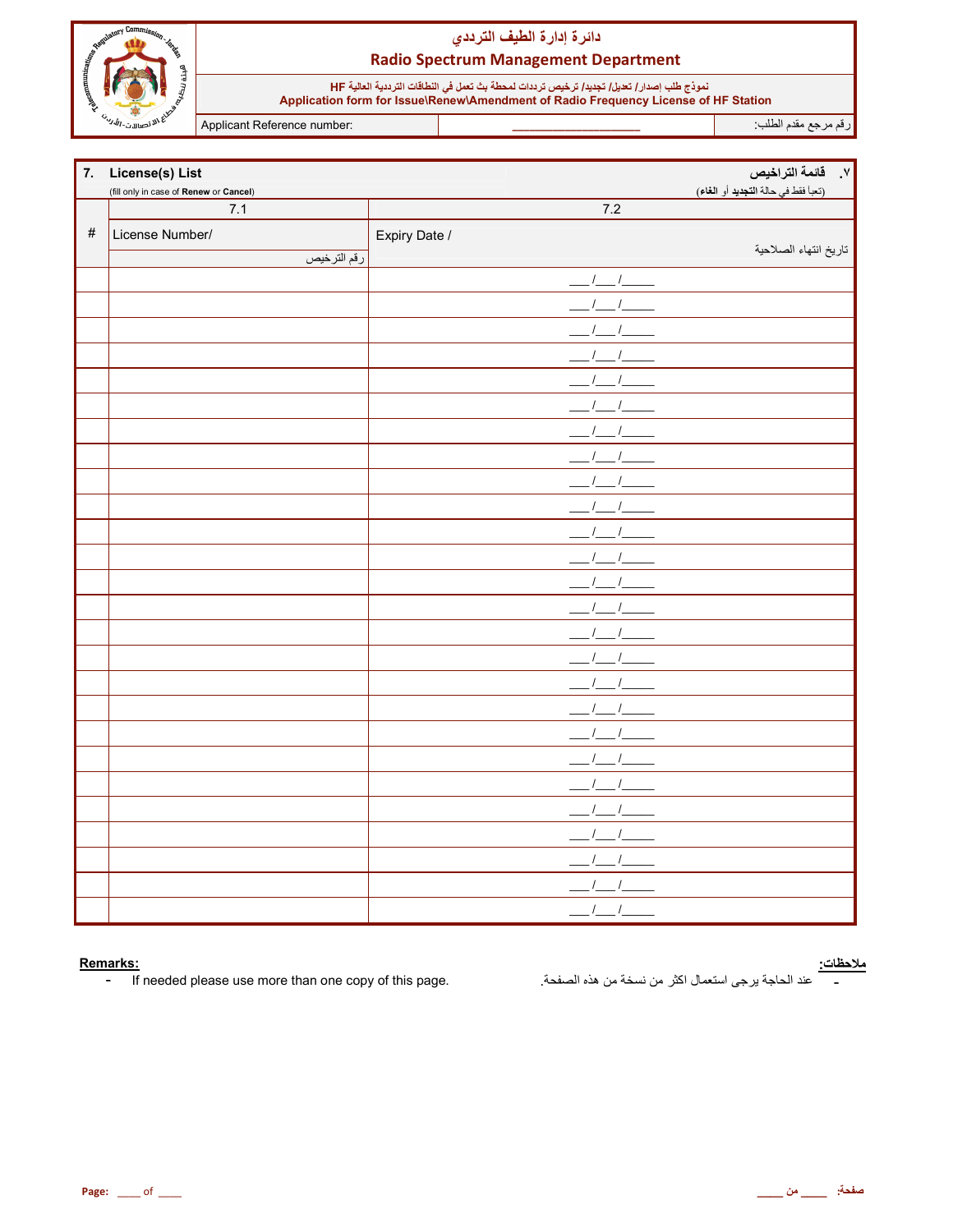# دائرة إدارة الطيف الترددي

## Radio Spectrum Management Department

نموذج طلب إصدار/ تعديل/ تجديد/ ترخيص ترددات لمحطة بث تعمل في النطاقات الترددية العالية HF

**Application form for Issue\Renew\Amendment of Radio Frequency License of HF Station**

| Applicant Reference number: | ___________________ | رقم مرجع مقدم الطلب: |
|---|---|---|

**7. License(s) List** — ٧. **قائمة التراخيص**

(fill only in case of **Renew** or **Cancel**) — (تعبأ فقط في حالة **التجديد** أو **الغاء**)

| # | 7.1<br>License Number/<br>رقم الترخيص | 7.2<br>Expiry Date /<br>تاريخ انتهاء الصلاحية |
|---|---|---|
| | | ___/___/_____ |
| | | ___/___/_____ |
| | | ___/___/_____ |
| | | ___/___/_____ |
| | | ___/___/_____ |
| | | ___/___/_____ |
| | | ___/___/_____ |
| | | ___/___/_____ |
| | | ___/___/_____ |
| | | ___/___/_____ |
| | | ___/___/_____ |
| | | ___/___/_____ |
| | | ___/___/_____ |
| | | ___/___/_____ |
| | | ___/___/_____ |
| | | ___/___/_____ |
| | | ___/___/_____ |
| | | ___/___/_____ |
| | | ___/___/_____ |
| | | ___/___/_____ |
| | | ___/___/_____ |
| | | ___/___/_____ |
| | | ___/___/_____ |
| | | ___/___/_____ |
| | | ___/___/_____ |
| | | ___/___/_____ |

**Remarks:**

- If needed please use more than one copy of this page.

**ملاحظات:**

- عند الحاجة يرجى استعمال اكثر من نسخة من هذه الصفحة.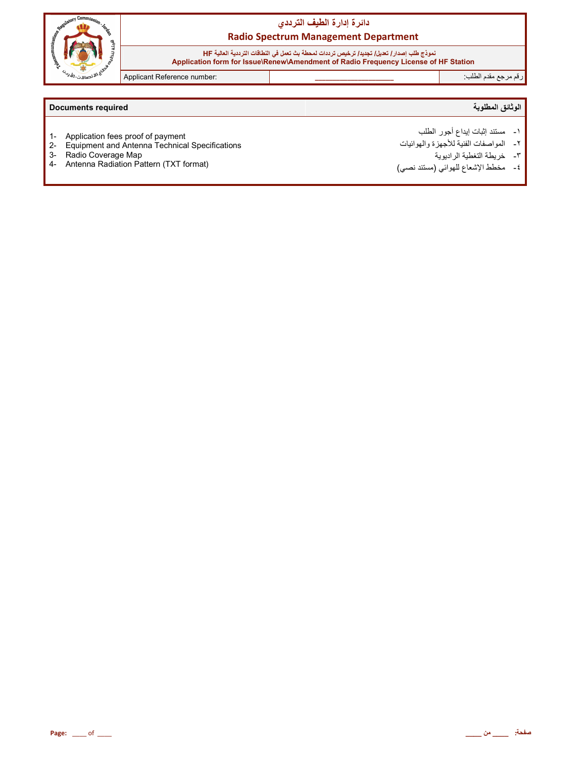# دائرة إدارة الطيف الترددي

## Radio Spectrum Management Department

**نموذج طلب إصدار/ تعديل/ تجديد/ ترخيص ترددات لمحطة بث تعمل في النطاقات الترددية العالية HF**

**Application form for Issue\Renew\Amendment of Radio Frequency License of HF Station**

| Applicant Reference number: | ___________________ | رقم مرجع مقدم الطلب: |
|---|---|---|

| Documents required | الوثائق المطلوبة |
|---|---|
| 1- Application fees proof of payment | ١- مستند إثبات إيداع أجور الطلب |
| 2- Equipment and Antenna Technical Specifications | ٢- المواصفات الفنية للأجهزة والهوائيات |
| 3- Radio Coverage Map | ٣- خريطة التغطية الراديوية |
| 4- Antenna Radiation Pattern (TXT format) | ٤- مخطط الإشعاع للهوائي (مستند نصي) |